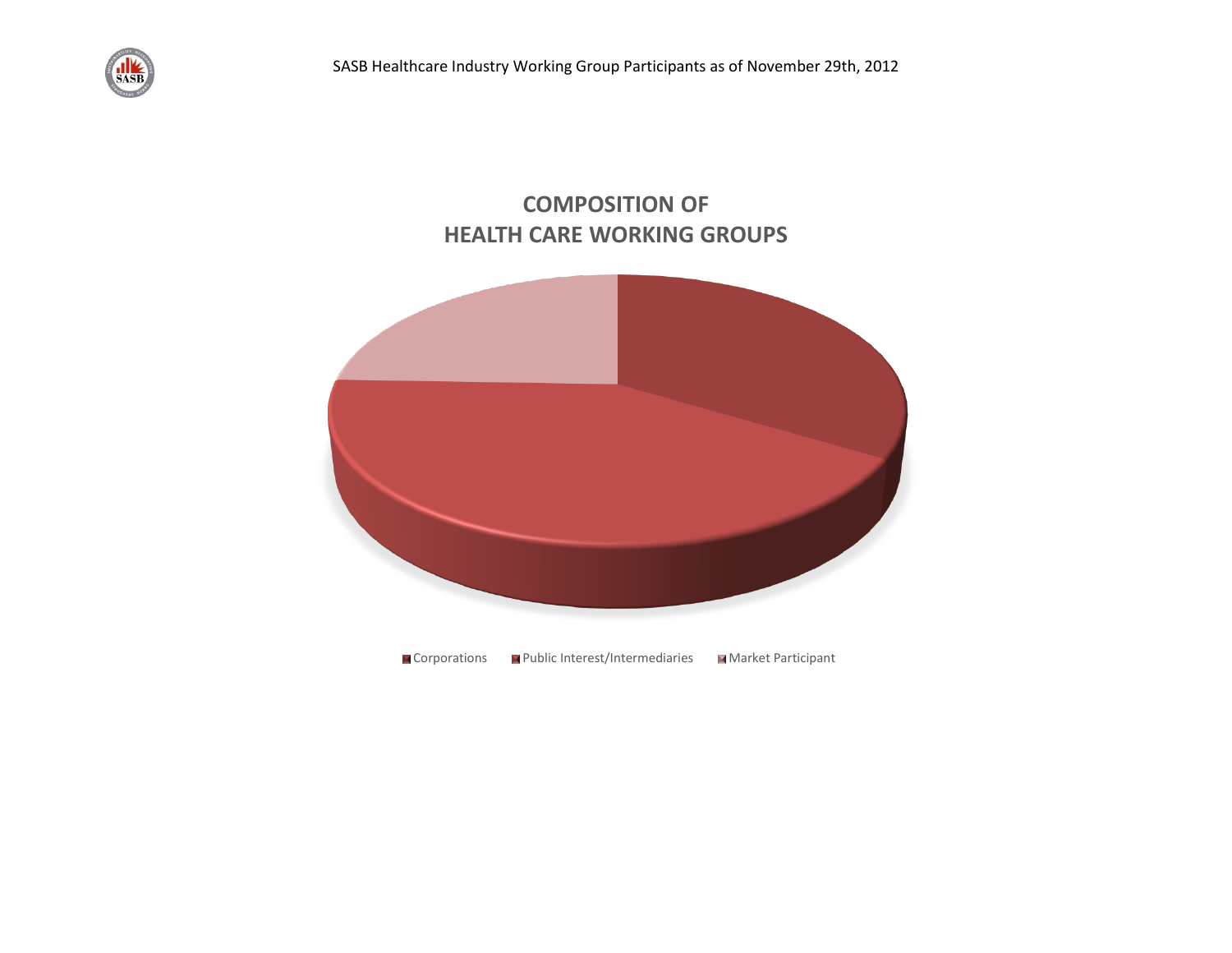SASB Healthcare Industry Working Group Participants as of November 29th, 2012

## COMPOSITION OF HEALTH CARE WORKING GROUPS

Corporations　Public Interest/Intermediaries　Market Participant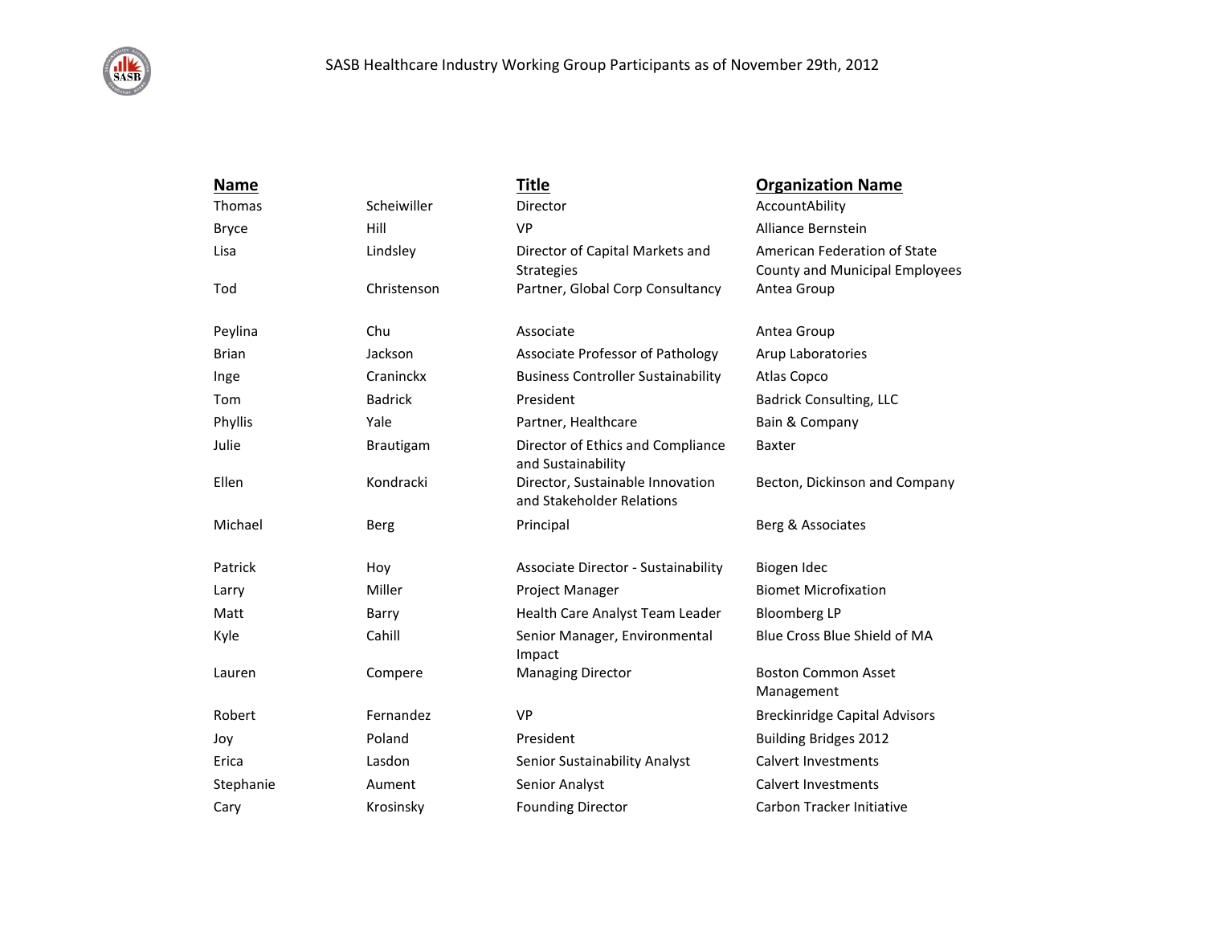SASB Healthcare Industry Working Group Participants as of November 29th, 2012

| Name | | Title | Organization Name |
|---|---|---|---|
| Thomas | Scheiwiller | Director | AccountAbility |
| Bryce | Hill | VP | Alliance Bernstein |
| Lisa | Lindsley | Director of Capital Markets and Strategies | American Federation of State County and Municipal Employees |
| Tod | Christenson | Partner, Global Corp Consultancy | Antea Group |
| Peylina | Chu | Associate | Antea Group |
| Brian | Jackson | Associate Professor of Pathology | Arup Laboratories |
| Inge | Craninckx | Business Controller Sustainability | Atlas Copco |
| Tom | Badrick | President | Badrick Consulting, LLC |
| Phyllis | Yale | Partner, Healthcare | Bain & Company |
| Julie | Brautigam | Director of Ethics and Compliance and Sustainability | Baxter |
| Ellen | Kondracki | Director, Sustainable Innovation and Stakeholder Relations | Becton, Dickinson and Company |
| Michael | Berg | Principal | Berg & Associates |
| Patrick | Hoy | Associate Director - Sustainability | Biogen Idec |
| Larry | Miller | Project Manager | Biomet Microfixation |
| Matt | Barry | Health Care Analyst Team Leader | Bloomberg LP |
| Kyle | Cahill | Senior Manager, Environmental Impact | Blue Cross Blue Shield of MA |
| Lauren | Compere | Managing Director | Boston Common Asset Management |
| Robert | Fernandez | VP | Breckinridge Capital Advisors |
| Joy | Poland | President | Building Bridges 2012 |
| Erica | Lasdon | Senior Sustainability Analyst | Calvert Investments |
| Stephanie | Aument | Senior Analyst | Calvert Investments |
| Cary | Krosinsky | Founding Director | Carbon Tracker Initiative |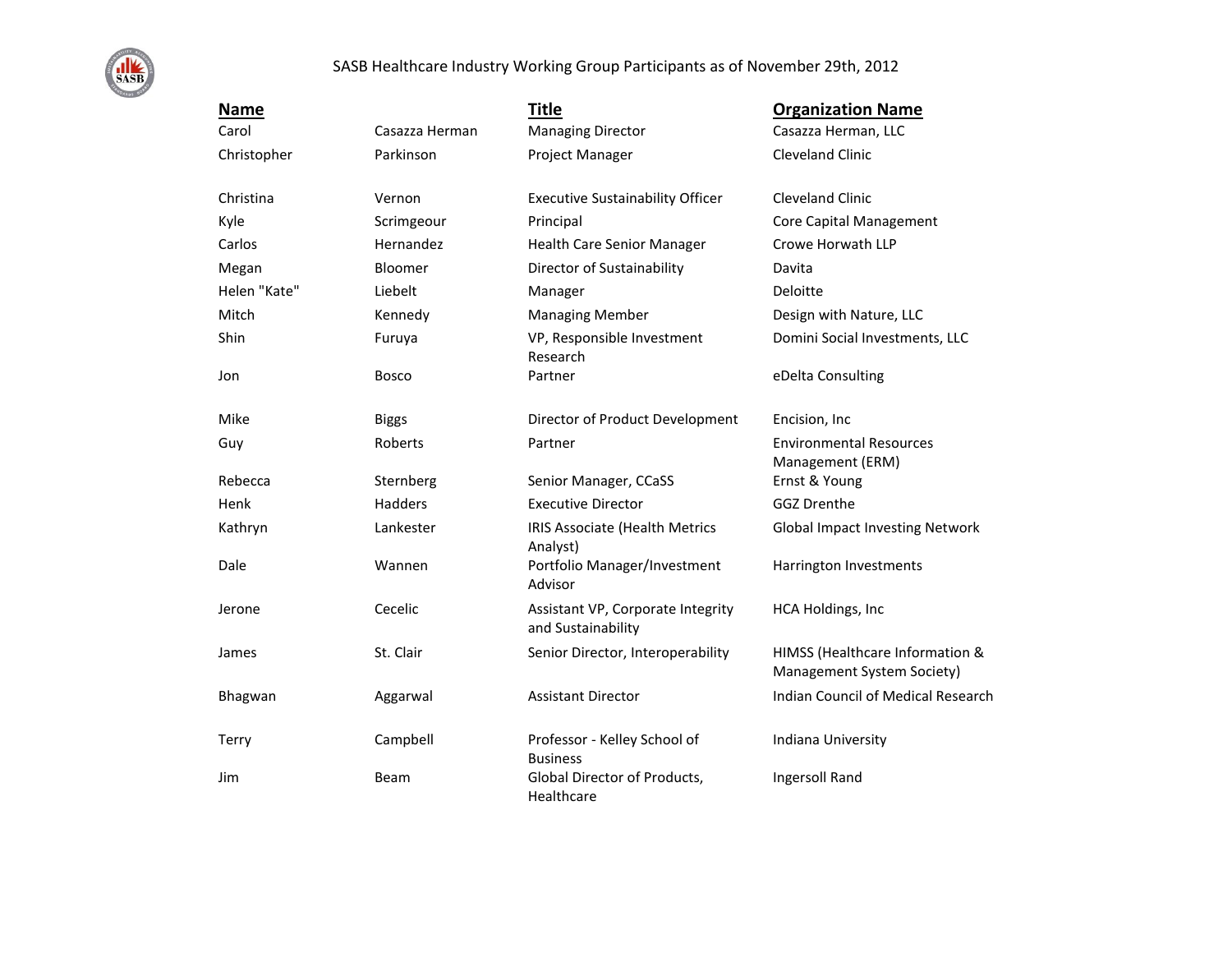SASB Healthcare Industry Working Group Participants as of November 29th, 2012

| Name | | Title | Organization Name |
|---|---|---|---|
| Carol | Casazza Herman | Managing Director | Casazza Herman, LLC |
| Christopher | Parkinson | Project Manager | Cleveland Clinic |
| Christina | Vernon | Executive Sustainability Officer | Cleveland Clinic |
| Kyle | Scrimgeour | Principal | Core Capital Management |
| Carlos | Hernandez | Health Care Senior Manager | Crowe Horwath LLP |
| Megan | Bloomer | Director of Sustainability | Davita |
| Helen "Kate" | Liebelt | Manager | Deloitte |
| Mitch | Kennedy | Managing Member | Design with Nature, LLC |
| Shin | Furuya | VP, Responsible Investment Research | Domini Social Investments, LLC |
| Jon | Bosco | Partner | eDelta Consulting |
| Mike | Biggs | Director of Product Development | Encision, Inc |
| Guy | Roberts | Partner | Environmental Resources Management (ERM) |
| Rebecca | Sternberg | Senior Manager, CCaSS | Ernst & Young |
| Henk | Hadders | Executive Director | GGZ Drenthe |
| Kathryn | Lankester | IRIS Associate (Health Metrics Analyst) | Global Impact Investing Network |
| Dale | Wannen | Portfolio Manager/Investment Advisor | Harrington Investments |
| Jerone | Cecelic | Assistant VP, Corporate Integrity and Sustainability | HCA Holdings, Inc |
| James | St. Clair | Senior Director, Interoperability | HIMSS (Healthcare Information & Management System Society) |
| Bhagwan | Aggarwal | Assistant Director | Indian Council of Medical Research |
| Terry | Campbell | Professor - Kelley School of Business | Indiana University |
| Jim | Beam | Global Director of Products, Healthcare | Ingersoll Rand |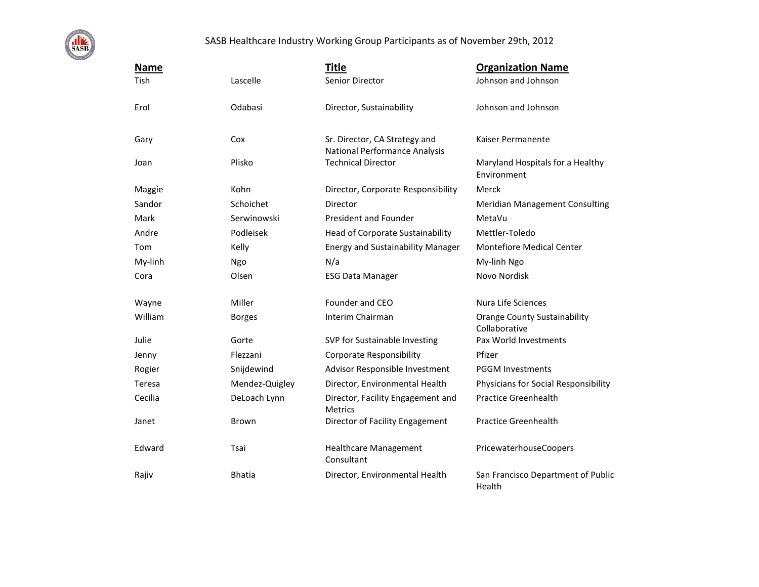SASB Healthcare Industry Working Group Participants as of November 29th, 2012

| Name | | Title | Organization Name |
| --- | --- | --- | --- |
| Tish | Lascelle | Senior Director | Johnson and Johnson |
| Erol | Odabasi | Director, Sustainability | Johnson and Johnson |
| Gary | Cox | Sr. Director, CA Strategy and National Performance Analysis | Kaiser Permanente |
| Joan | Plisko | Technical Director | Maryland Hospitals for a Healthy Environment |
| Maggie | Kohn | Director, Corporate Responsibility | Merck |
| Sandor | Schoichet | Director | Meridian Management Consulting |
| Mark | Serwinowski | President and Founder | MetaVu |
| Andre | Podleisek | Head of Corporate Sustainability | Mettler-Toledo |
| Tom | Kelly | Energy and Sustainability Manager | Montefiore Medical Center |
| My-linh | Ngo | N/a | My-linh Ngo |
| Cora | Olsen | ESG Data Manager | Novo Nordisk |
| Wayne | Miller | Founder and CEO | Nura Life Sciences |
| William | Borges | Interim Chairman | Orange County Sustainability Collaborative |
| Julie | Gorte | SVP for Sustainable Investing | Pax World Investments |
| Jenny | Flezzani | Corporate Responsibility | Pfizer |
| Rogier | Snijdewind | Advisor Responsible Investment | PGGM Investments |
| Teresa | Mendez-Quigley | Director, Environmental Health | Physicians for Social Responsibility |
| Cecilia | DeLoach Lynn | Director, Facility Engagement and Metrics | Practice Greenhealth |
| Janet | Brown | Director of Facility Engagement | Practice Greenhealth |
| Edward | Tsai | Healthcare Management Consultant | PricewaterhouseCoopers |
| Rajiv | Bhatia | Director, Environmental Health | San Francisco Department of Public Health |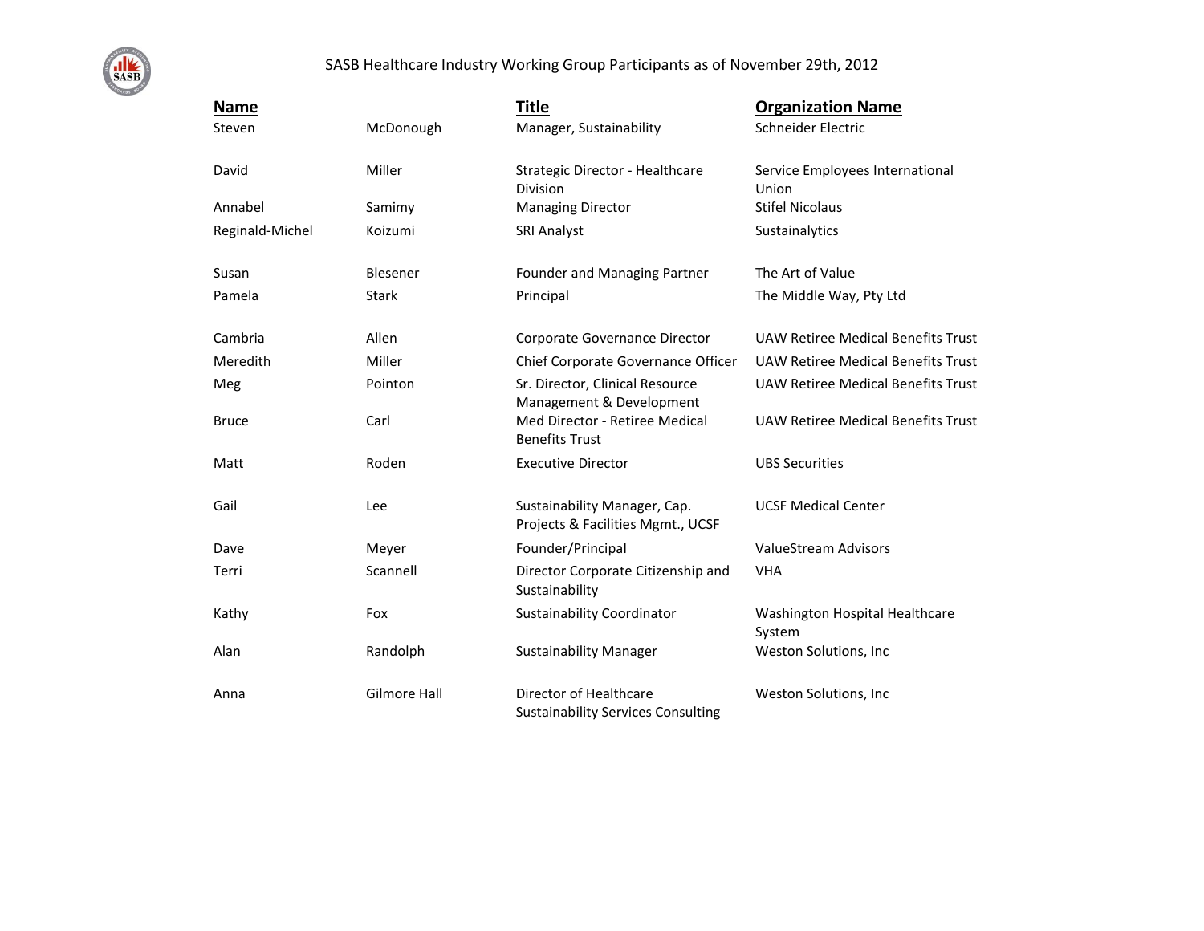SASB Healthcare Industry Working Group Participants as of November 29th, 2012

| Name | | Title | Organization Name |
|---|---|---|---|
| Steven | McDonough | Manager, Sustainability | Schneider Electric |
| David | Miller | Strategic Director - Healthcare Division | Service Employees International Union |
| Annabel | Samimy | Managing Director | Stifel Nicolaus |
| Reginald-Michel | Koizumi | SRI Analyst | Sustainalytics |
| Susan | Blesener | Founder and Managing Partner | The Art of Value |
| Pamela | Stark | Principal | The Middle Way, Pty Ltd |
| Cambria | Allen | Corporate Governance Director | UAW Retiree Medical Benefits Trust |
| Meredith | Miller | Chief Corporate Governance Officer | UAW Retiree Medical Benefits Trust |
| Meg | Pointon | Sr. Director, Clinical Resource Management & Development | UAW Retiree Medical Benefits Trust |
| Bruce | Carl | Med Director - Retiree Medical Benefits Trust | UAW Retiree Medical Benefits Trust |
| Matt | Roden | Executive Director | UBS Securities |
| Gail | Lee | Sustainability Manager, Cap. Projects & Facilities Mgmt., UCSF | UCSF Medical Center |
| Dave | Meyer | Founder/Principal | ValueStream Advisors |
| Terri | Scannell | Director Corporate Citizenship and Sustainability | VHA |
| Kathy | Fox | Sustainability Coordinator | Washington Hospital Healthcare System |
| Alan | Randolph | Sustainability Manager | Weston Solutions, Inc |
| Anna | Gilmore Hall | Director of Healthcare Sustainability Services Consulting | Weston Solutions, Inc |